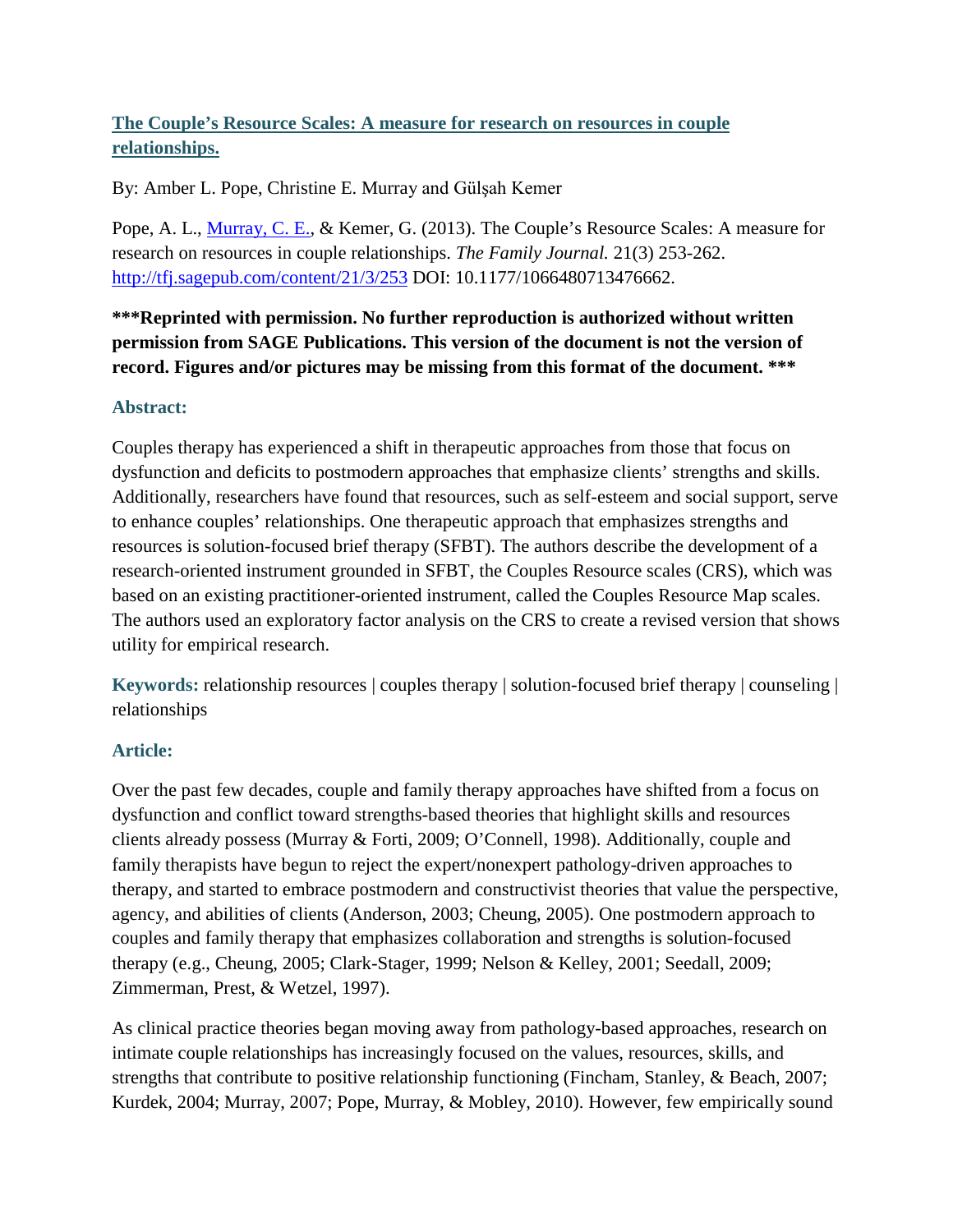# [The Couple's Resource Scales: A measure for research on resources in couple relationships.](#)

By: Amber L. Pope, Christine E. Murray and Gülşah Kemer

Pope, A. L., [Murray, C. E.](#), & Kemer, G. (2013). The Couple's Resource Scales: A measure for research on resources in couple relationships. *The Family Journal.* 21(3) 253-262. [http://tfj.sagepub.com/content/21/3/253](http://tfj.sagepub.com/content/21/3/253) DOI: 10.1177/1066480713476662.

**\*\*\*Reprinted with permission. No further reproduction is authorized without written permission from SAGE Publications. This version of the document is not the version of record. Figures and/or pictures may be missing from this format of the document. \*\*\***

## Abstract:

Couples therapy has experienced a shift in therapeutic approaches from those that focus on dysfunction and deficits to postmodern approaches that emphasize clients' strengths and skills. Additionally, researchers have found that resources, such as self-esteem and social support, serve to enhance couples' relationships. One therapeutic approach that emphasizes strengths and resources is solution-focused brief therapy (SFBT). The authors describe the development of a research-oriented instrument grounded in SFBT, the Couples Resource scales (CRS), which was based on an existing practitioner-oriented instrument, called the Couples Resource Map scales. The authors used an exploratory factor analysis on the CRS to create a revised version that shows utility for empirical research.

**Keywords:** relationship resources | couples therapy | solution-focused brief therapy | counseling | relationships

## Article:

Over the past few decades, couple and family therapy approaches have shifted from a focus on dysfunction and conflict toward strengths-based theories that highlight skills and resources clients already possess (Murray & Forti, 2009; O'Connell, 1998). Additionally, couple and family therapists have begun to reject the expert/nonexpert pathology-driven approaches to therapy, and started to embrace postmodern and constructivist theories that value the perspective, agency, and abilities of clients (Anderson, 2003; Cheung, 2005). One postmodern approach to couples and family therapy that emphasizes collaboration and strengths is solution-focused therapy (e.g., Cheung, 2005; Clark-Stager, 1999; Nelson & Kelley, 2001; Seedall, 2009; Zimmerman, Prest, & Wetzel, 1997).

As clinical practice theories began moving away from pathology-based approaches, research on intimate couple relationships has increasingly focused on the values, resources, skills, and strengths that contribute to positive relationship functioning (Fincham, Stanley, & Beach, 2007; Kurdek, 2004; Murray, 2007; Pope, Murray, & Mobley, 2010). However, few empirically sound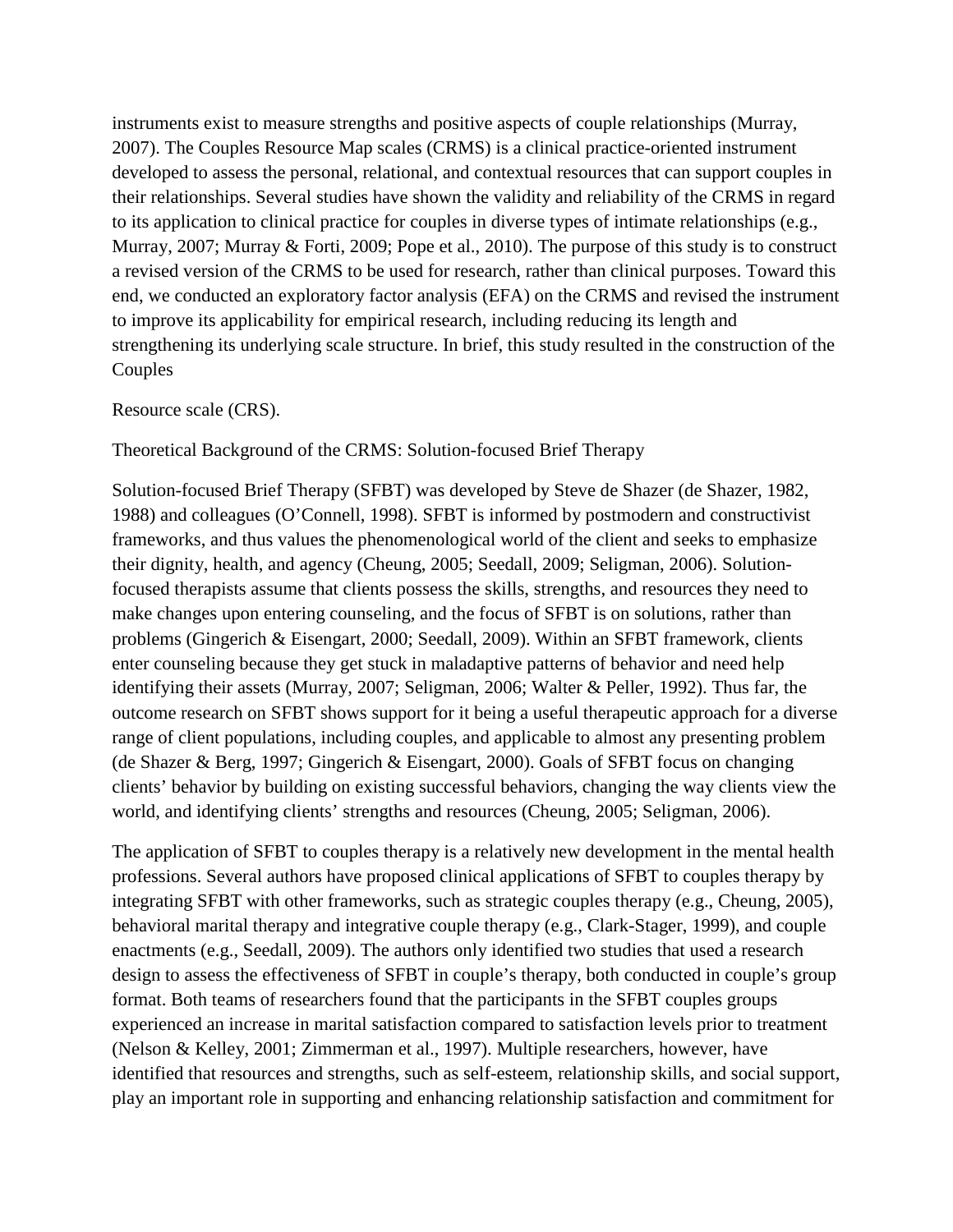instruments exist to measure strengths and positive aspects of couple relationships (Murray, 2007). The Couples Resource Map scales (CRMS) is a clinical practice-oriented instrument developed to assess the personal, relational, and contextual resources that can support couples in their relationships. Several studies have shown the validity and reliability of the CRMS in regard to its application to clinical practice for couples in diverse types of intimate relationships (e.g., Murray, 2007; Murray & Forti, 2009; Pope et al., 2010). The purpose of this study is to construct a revised version of the CRMS to be used for research, rather than clinical purposes. Toward this end, we conducted an exploratory factor analysis (EFA) on the CRMS and revised the instrument to improve its applicability for empirical research, including reducing its length and strengthening its underlying scale structure. In brief, this study resulted in the construction of the Couples

Resource scale (CRS).

## Theoretical Background of the CRMS: Solution-focused Brief Therapy

Solution-focused Brief Therapy (SFBT) was developed by Steve de Shazer (de Shazer, 1982, 1988) and colleagues (O'Connell, 1998). SFBT is informed by postmodern and constructivist frameworks, and thus values the phenomenological world of the client and seeks to emphasize their dignity, health, and agency (Cheung, 2005; Seedall, 2009; Seligman, 2006). Solution-focused therapists assume that clients possess the skills, strengths, and resources they need to make changes upon entering counseling, and the focus of SFBT is on solutions, rather than problems (Gingerich & Eisengart, 2000; Seedall, 2009). Within an SFBT framework, clients enter counseling because they get stuck in maladaptive patterns of behavior and need help identifying their assets (Murray, 2007; Seligman, 2006; Walter & Peller, 1992). Thus far, the outcome research on SFBT shows support for it being a useful therapeutic approach for a diverse range of client populations, including couples, and applicable to almost any presenting problem (de Shazer & Berg, 1997; Gingerich & Eisengart, 2000). Goals of SFBT focus on changing clients' behavior by building on existing successful behaviors, changing the way clients view the world, and identifying clients' strengths and resources (Cheung, 2005; Seligman, 2006).

The application of SFBT to couples therapy is a relatively new development in the mental health professions. Several authors have proposed clinical applications of SFBT to couples therapy by integrating SFBT with other frameworks, such as strategic couples therapy (e.g., Cheung, 2005), behavioral marital therapy and integrative couple therapy (e.g., Clark-Stager, 1999), and couple enactments (e.g., Seedall, 2009). The authors only identified two studies that used a research design to assess the effectiveness of SFBT in couple's therapy, both conducted in couple's group format. Both teams of researchers found that the participants in the SFBT couples groups experienced an increase in marital satisfaction compared to satisfaction levels prior to treatment (Nelson & Kelley, 2001; Zimmerman et al., 1997). Multiple researchers, however, have identified that resources and strengths, such as self-esteem, relationship skills, and social support, play an important role in supporting and enhancing relationship satisfaction and commitment for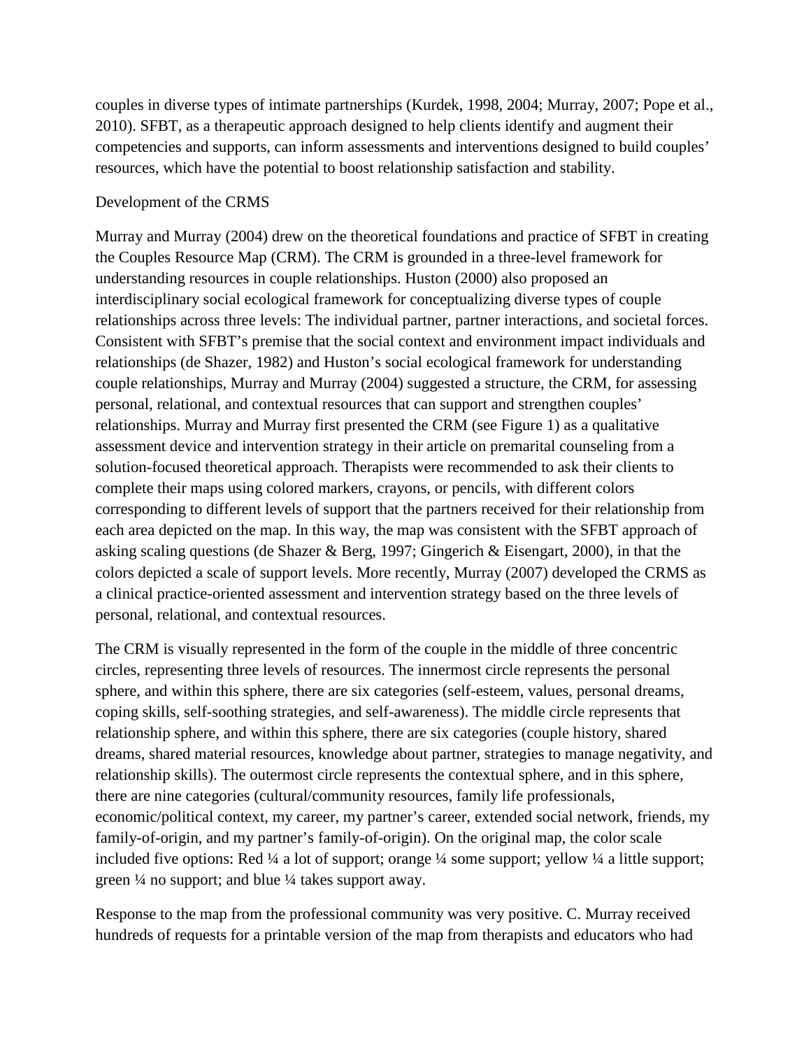couples in diverse types of intimate partnerships (Kurdek, 1998, 2004; Murray, 2007; Pope et al., 2010). SFBT, as a therapeutic approach designed to help clients identify and augment their competencies and supports, can inform assessments and interventions designed to build couples' resources, which have the potential to boost relationship satisfaction and stability.

## Development of the CRMS

Murray and Murray (2004) drew on the theoretical foundations and practice of SFBT in creating the Couples Resource Map (CRM). The CRM is grounded in a three-level framework for understanding resources in couple relationships. Huston (2000) also proposed an interdisciplinary social ecological framework for conceptualizing diverse types of couple relationships across three levels: The individual partner, partner interactions, and societal forces. Consistent with SFBT's premise that the social context and environment impact individuals and relationships (de Shazer, 1982) and Huston's social ecological framework for understanding couple relationships, Murray and Murray (2004) suggested a structure, the CRM, for assessing personal, relational, and contextual resources that can support and strengthen couples' relationships. Murray and Murray first presented the CRM (see Figure 1) as a qualitative assessment device and intervention strategy in their article on premarital counseling from a solution-focused theoretical approach. Therapists were recommended to ask their clients to complete their maps using colored markers, crayons, or pencils, with different colors corresponding to different levels of support that the partners received for their relationship from each area depicted on the map. In this way, the map was consistent with the SFBT approach of asking scaling questions (de Shazer & Berg, 1997; Gingerich & Eisengart, 2000), in that the colors depicted a scale of support levels. More recently, Murray (2007) developed the CRMS as a clinical practice-oriented assessment and intervention strategy based on the three levels of personal, relational, and contextual resources.

The CRM is visually represented in the form of the couple in the middle of three concentric circles, representing three levels of resources. The innermost circle represents the personal sphere, and within this sphere, there are six categories (self-esteem, values, personal dreams, coping skills, self-soothing strategies, and self-awareness). The middle circle represents that relationship sphere, and within this sphere, there are six categories (couple history, shared dreams, shared material resources, knowledge about partner, strategies to manage negativity, and relationship skills). The outermost circle represents the contextual sphere, and in this sphere, there are nine categories (cultural/community resources, family life professionals, economic/political context, my career, my partner's career, extended social network, friends, my family-of-origin, and my partner's family-of-origin). On the original map, the color scale included five options: Red ¼ a lot of support; orange ¼ some support; yellow ¼ a little support; green ¼ no support; and blue ¼ takes support away.

Response to the map from the professional community was very positive. C. Murray received hundreds of requests for a printable version of the map from therapists and educators who had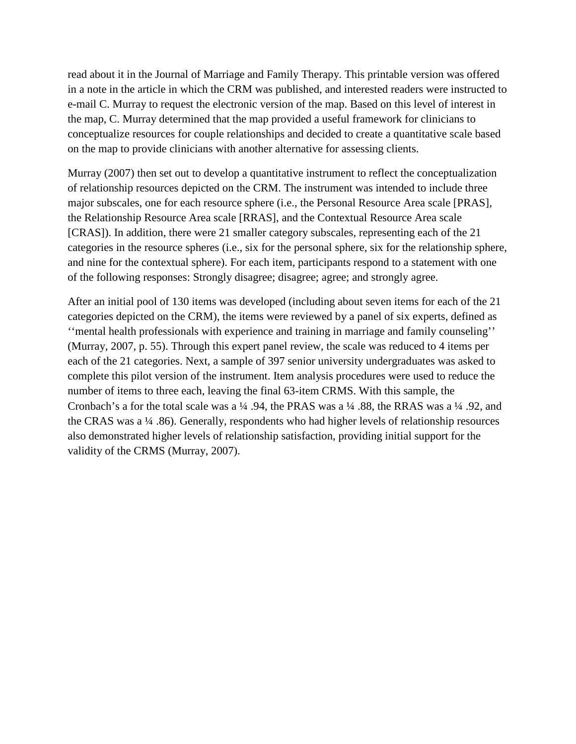read about it in the Journal of Marriage and Family Therapy. This printable version was offered in a note in the article in which the CRM was published, and interested readers were instructed to e-mail C. Murray to request the electronic version of the map. Based on this level of interest in the map, C. Murray determined that the map provided a useful framework for clinicians to conceptualize resources for couple relationships and decided to create a quantitative scale based on the map to provide clinicians with another alternative for assessing clients.

Murray (2007) then set out to develop a quantitative instrument to reflect the conceptualization of relationship resources depicted on the CRM. The instrument was intended to include three major subscales, one for each resource sphere (i.e., the Personal Resource Area scale [PRAS], the Relationship Resource Area scale [RRAS], and the Contextual Resource Area scale [CRAS]). In addition, there were 21 smaller category subscales, representing each of the 21 categories in the resource spheres (i.e., six for the personal sphere, six for the relationship sphere, and nine for the contextual sphere). For each item, participants respond to a statement with one of the following responses: Strongly disagree; disagree; agree; and strongly agree.

After an initial pool of 130 items was developed (including about seven items for each of the 21 categories depicted on the CRM), the items were reviewed by a panel of six experts, defined as ‘‘mental health professionals with experience and training in marriage and family counseling’’ (Murray, 2007, p. 55). Through this expert panel review, the scale was reduced to 4 items per each of the 21 categories. Next, a sample of 397 senior university undergraduates was asked to complete this pilot version of the instrument. Item analysis procedures were used to reduce the number of items to three each, leaving the final 63-item CRMS. With this sample, the Cronbach’s a for the total scale was a ¼ .94, the PRAS was a ¼ .88, the RRAS was a ¼ .92, and the CRAS was a ¼ .86). Generally, respondents who had higher levels of relationship resources also demonstrated higher levels of relationship satisfaction, providing initial support for the validity of the CRMS (Murray, 2007).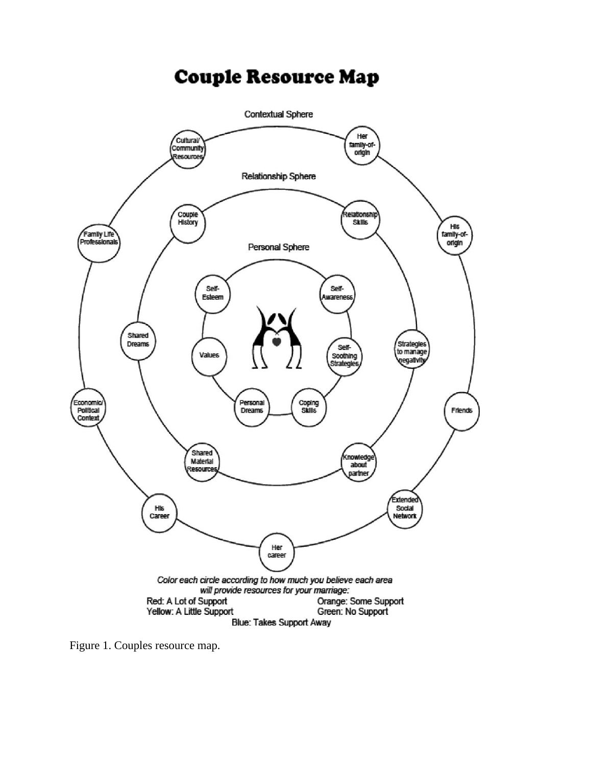# Couple Resource Map

Contextual Sphere

Cultural/ Community Resources

Her family-of-origin

Relationship Sphere

Couple History

Relationship Skills

Family Life Professionals

His family-of-origin

Personal Sphere

Self-Esteem

Self-Awareness

Shared Dreams

Values

Self-Soothing Strategies

Strategies to manage negativity

Personal Dreams

Coping Skills

Economic/ Political Context

Friends

Shared Material Resources

Knowledge about partner

His Career

Extended Social Network

Her career

*Color each circle according to how much you believe each area will provide resources for your marriage:*

Red: A Lot of Support

Orange: Some Support

Yellow: A Little Support

Green: No Support

Blue: Takes Support Away

Figure 1. Couples resource map.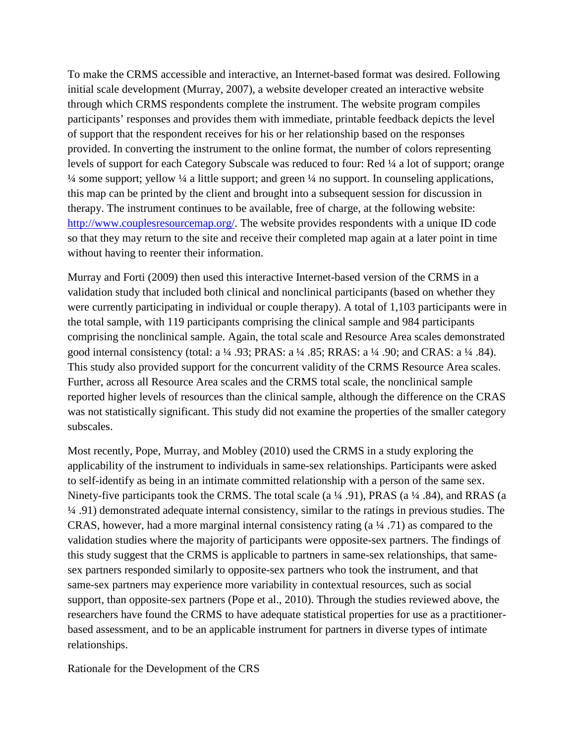To make the CRMS accessible and interactive, an Internet-based format was desired. Following initial scale development (Murray, 2007), a website developer created an interactive website through which CRMS respondents complete the instrument. The website program compiles participants' responses and provides them with immediate, printable feedback depicts the level of support that the respondent receives for his or her relationship based on the responses provided. In converting the instrument to the online format, the number of colors representing levels of support for each Category Subscale was reduced to four: Red ¼ a lot of support; orange ¼ some support; yellow ¼ a little support; and green ¼ no support. In counseling applications, this map can be printed by the client and brought into a subsequent session for discussion in therapy. The instrument continues to be available, free of charge, at the following website: http://www.couplesresourcemap.org/. The website provides respondents with a unique ID code so that they may return to the site and receive their completed map again at a later point in time without having to reenter their information.

Murray and Forti (2009) then used this interactive Internet-based version of the CRMS in a validation study that included both clinical and nonclinical participants (based on whether they were currently participating in individual or couple therapy). A total of 1,103 participants were in the total sample, with 119 participants comprising the clinical sample and 984 participants comprising the nonclinical sample. Again, the total scale and Resource Area scales demonstrated good internal consistency (total: a ¼ .93; PRAS: a ¼ .85; RRAS: a ¼ .90; and CRAS: a ¼ .84). This study also provided support for the concurrent validity of the CRMS Resource Area scales. Further, across all Resource Area scales and the CRMS total scale, the nonclinical sample reported higher levels of resources than the clinical sample, although the difference on the CRAS was not statistically significant. This study did not examine the properties of the smaller category subscales.

Most recently, Pope, Murray, and Mobley (2010) used the CRMS in a study exploring the applicability of the instrument to individuals in same-sex relationships. Participants were asked to self-identify as being in an intimate committed relationship with a person of the same sex. Ninety-five participants took the CRMS. The total scale (a ¼ .91), PRAS (a ¼ .84), and RRAS (a ¼ .91) demonstrated adequate internal consistency, similar to the ratings in previous studies. The CRAS, however, had a more marginal internal consistency rating (a ¼ .71) as compared to the validation studies where the majority of participants were opposite-sex partners. The findings of this study suggest that the CRMS is applicable to partners in same-sex relationships, that same-sex partners responded similarly to opposite-sex partners who took the instrument, and that same-sex partners may experience more variability in contextual resources, such as social support, than opposite-sex partners (Pope et al., 2010). Through the studies reviewed above, the researchers have found the CRMS to have adequate statistical properties for use as a practitioner-based assessment, and to be an applicable instrument for partners in diverse types of intimate relationships.

## Rationale for the Development of the CRS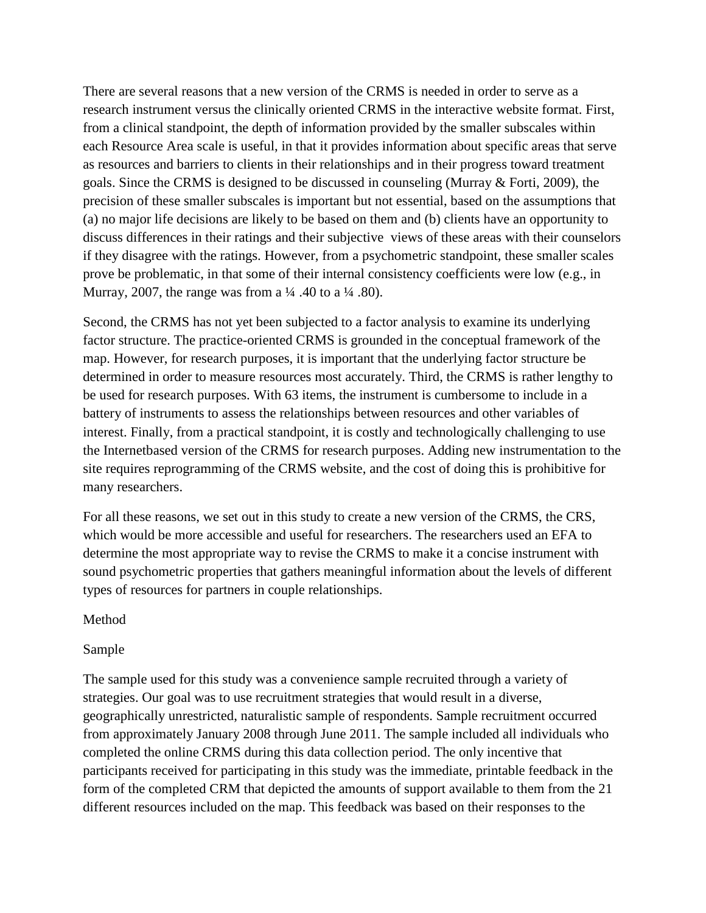There are several reasons that a new version of the CRMS is needed in order to serve as a research instrument versus the clinically oriented CRMS in the interactive website format. First, from a clinical standpoint, the depth of information provided by the smaller subscales within each Resource Area scale is useful, in that it provides information about specific areas that serve as resources and barriers to clients in their relationships and in their progress toward treatment goals. Since the CRMS is designed to be discussed in counseling (Murray & Forti, 2009), the precision of these smaller subscales is important but not essential, based on the assumptions that (a) no major life decisions are likely to be based on them and (b) clients have an opportunity to discuss differences in their ratings and their subjective views of these areas with their counselors if they disagree with the ratings. However, from a psychometric standpoint, these smaller scales prove be problematic, in that some of their internal consistency coefficients were low (e.g., in Murray, 2007, the range was from a ¼ .40 to a ¼ .80).

Second, the CRMS has not yet been subjected to a factor analysis to examine its underlying factor structure. The practice-oriented CRMS is grounded in the conceptual framework of the map. However, for research purposes, it is important that the underlying factor structure be determined in order to measure resources most accurately. Third, the CRMS is rather lengthy to be used for research purposes. With 63 items, the instrument is cumbersome to include in a battery of instruments to assess the relationships between resources and other variables of interest. Finally, from a practical standpoint, it is costly and technologically challenging to use the Internetbased version of the CRMS for research purposes. Adding new instrumentation to the site requires reprogramming of the CRMS website, and the cost of doing this is prohibitive for many researchers.

For all these reasons, we set out in this study to create a new version of the CRMS, the CRS, which would be more accessible and useful for researchers. The researchers used an EFA to determine the most appropriate way to revise the CRMS to make it a concise instrument with sound psychometric properties that gathers meaningful information about the levels of different types of resources for partners in couple relationships.

## Method

### Sample

The sample used for this study was a convenience sample recruited through a variety of strategies. Our goal was to use recruitment strategies that would result in a diverse, geographically unrestricted, naturalistic sample of respondents. Sample recruitment occurred from approximately January 2008 through June 2011. The sample included all individuals who completed the online CRMS during this data collection period. The only incentive that participants received for participating in this study was the immediate, printable feedback in the form of the completed CRM that depicted the amounts of support available to them from the 21 different resources included on the map. This feedback was based on their responses to the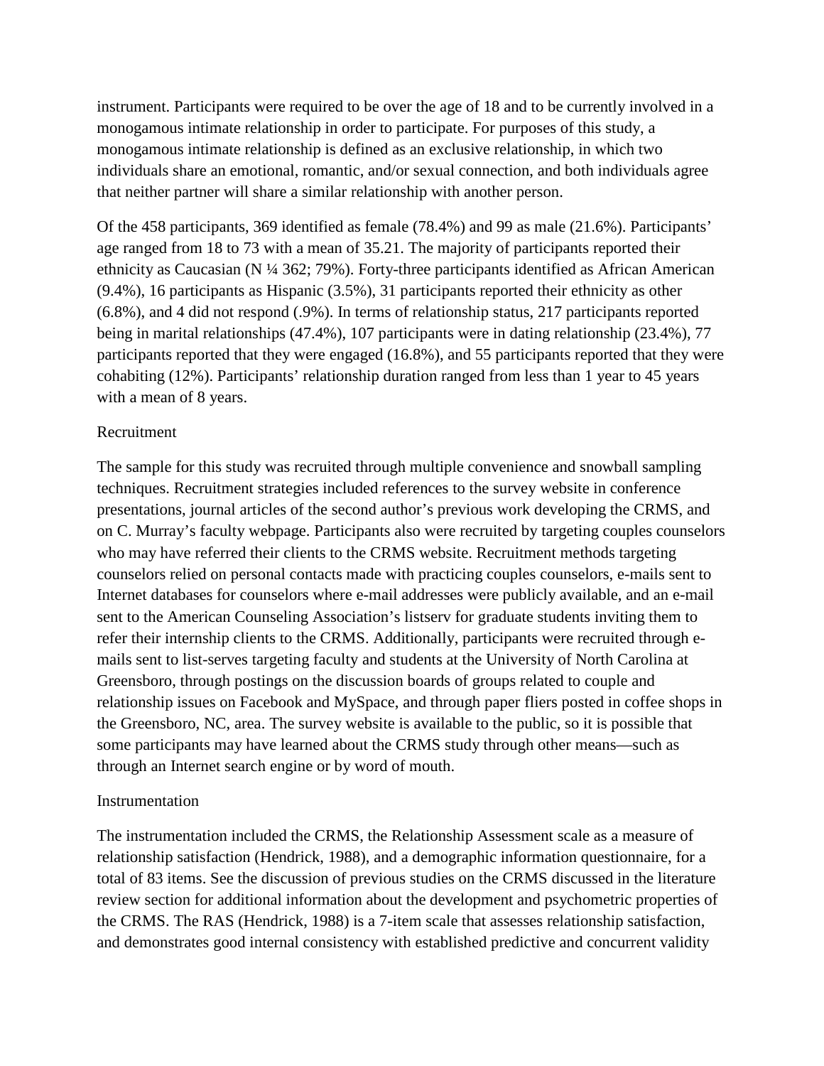instrument. Participants were required to be over the age of 18 and to be currently involved in a monogamous intimate relationship in order to participate. For purposes of this study, a monogamous intimate relationship is defined as an exclusive relationship, in which two individuals share an emotional, romantic, and/or sexual connection, and both individuals agree that neither partner will share a similar relationship with another person.

Of the 458 participants, 369 identified as female (78.4%) and 99 as male (21.6%). Participants' age ranged from 18 to 73 with a mean of 35.21. The majority of participants reported their ethnicity as Caucasian (N ¼ 362; 79%). Forty-three participants identified as African American (9.4%), 16 participants as Hispanic (3.5%), 31 participants reported their ethnicity as other (6.8%), and 4 did not respond (.9%). In terms of relationship status, 217 participants reported being in marital relationships (47.4%), 107 participants were in dating relationship (23.4%), 77 participants reported that they were engaged (16.8%), and 55 participants reported that they were cohabiting (12%). Participants' relationship duration ranged from less than 1 year to 45 years with a mean of 8 years.

## Recruitment

The sample for this study was recruited through multiple convenience and snowball sampling techniques. Recruitment strategies included references to the survey website in conference presentations, journal articles of the second author's previous work developing the CRMS, and on C. Murray's faculty webpage. Participants also were recruited by targeting couples counselors who may have referred their clients to the CRMS website. Recruitment methods targeting counselors relied on personal contacts made with practicing couples counselors, e-mails sent to Internet databases for counselors where e-mail addresses were publicly available, and an e-mail sent to the American Counseling Association's listserv for graduate students inviting them to refer their internship clients to the CRMS. Additionally, participants were recruited through e-mails sent to list-serves targeting faculty and students at the University of North Carolina at Greensboro, through postings on the discussion boards of groups related to couple and relationship issues on Facebook and MySpace, and through paper fliers posted in coffee shops in the Greensboro, NC, area. The survey website is available to the public, so it is possible that some participants may have learned about the CRMS study through other means—such as through an Internet search engine or by word of mouth.

## Instrumentation

The instrumentation included the CRMS, the Relationship Assessment scale as a measure of relationship satisfaction (Hendrick, 1988), and a demographic information questionnaire, for a total of 83 items. See the discussion of previous studies on the CRMS discussed in the literature review section for additional information about the development and psychometric properties of the CRMS. The RAS (Hendrick, 1988) is a 7-item scale that assesses relationship satisfaction, and demonstrates good internal consistency with established predictive and concurrent validity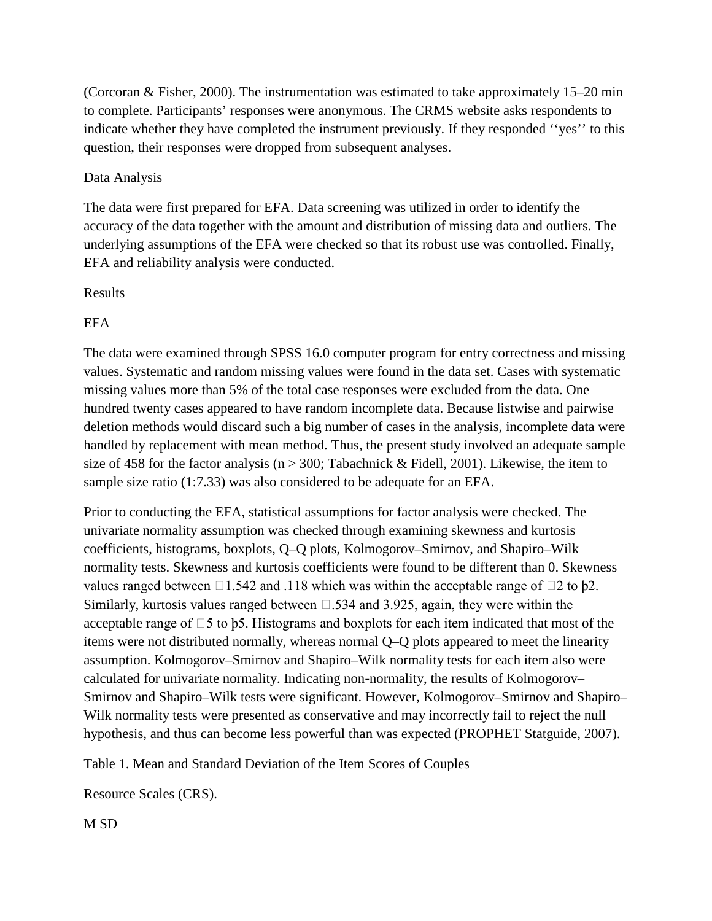(Corcoran & Fisher, 2000). The instrumentation was estimated to take approximately 15–20 min to complete. Participants' responses were anonymous. The CRMS website asks respondents to indicate whether they have completed the instrument previously. If they responded ''yes'' to this question, their responses were dropped from subsequent analyses.

## Data Analysis

The data were first prepared for EFA. Data screening was utilized in order to identify the accuracy of the data together with the amount and distribution of missing data and outliers. The underlying assumptions of the EFA were checked so that its robust use was controlled. Finally, EFA and reliability analysis were conducted.

## Results

### EFA

The data were examined through SPSS 16.0 computer program for entry correctness and missing values. Systematic and random missing values were found in the data set. Cases with systematic missing values more than 5% of the total case responses were excluded from the data. One hundred twenty cases appeared to have random incomplete data. Because listwise and pairwise deletion methods would discard such a big number of cases in the analysis, incomplete data were handled by replacement with mean method. Thus, the present study involved an adequate sample size of 458 for the factor analysis ($n > 300$; Tabachnick & Fidell, 2001). Likewise, the item to sample size ratio (1:7.33) was also considered to be adequate for an EFA.

Prior to conducting the EFA, statistical assumptions for factor analysis were checked. The univariate normality assumption was checked through examining skewness and kurtosis coefficients, histograms, boxplots, Q–Q plots, Kolmogorov–Smirnov, and Shapiro–Wilk normality tests. Skewness and kurtosis coefficients were found to be different than 0. Skewness values ranged between −1.542 and .118 which was within the acceptable range of −2 to +2. Similarly, kurtosis values ranged between −.534 and 3.925, again, they were within the acceptable range of −5 to +5. Histograms and boxplots for each item indicated that most of the items were not distributed normally, whereas normal Q–Q plots appeared to meet the linearity assumption. Kolmogorov–Smirnov and Shapiro–Wilk normality tests for each item also were calculated for univariate normality. Indicating non-normality, the results of Kolmogorov–Smirnov and Shapiro–Wilk tests were significant. However, Kolmogorov–Smirnov and Shapiro–Wilk normality tests were presented as conservative and may incorrectly fail to reject the null hypothesis, and thus can become less powerful than was expected (PROPHET Statguide, 2007).

Table 1. Mean and Standard Deviation of the Item Scores of Couples Resource Scales (CRS).

| | M | SD |
|---|---|---|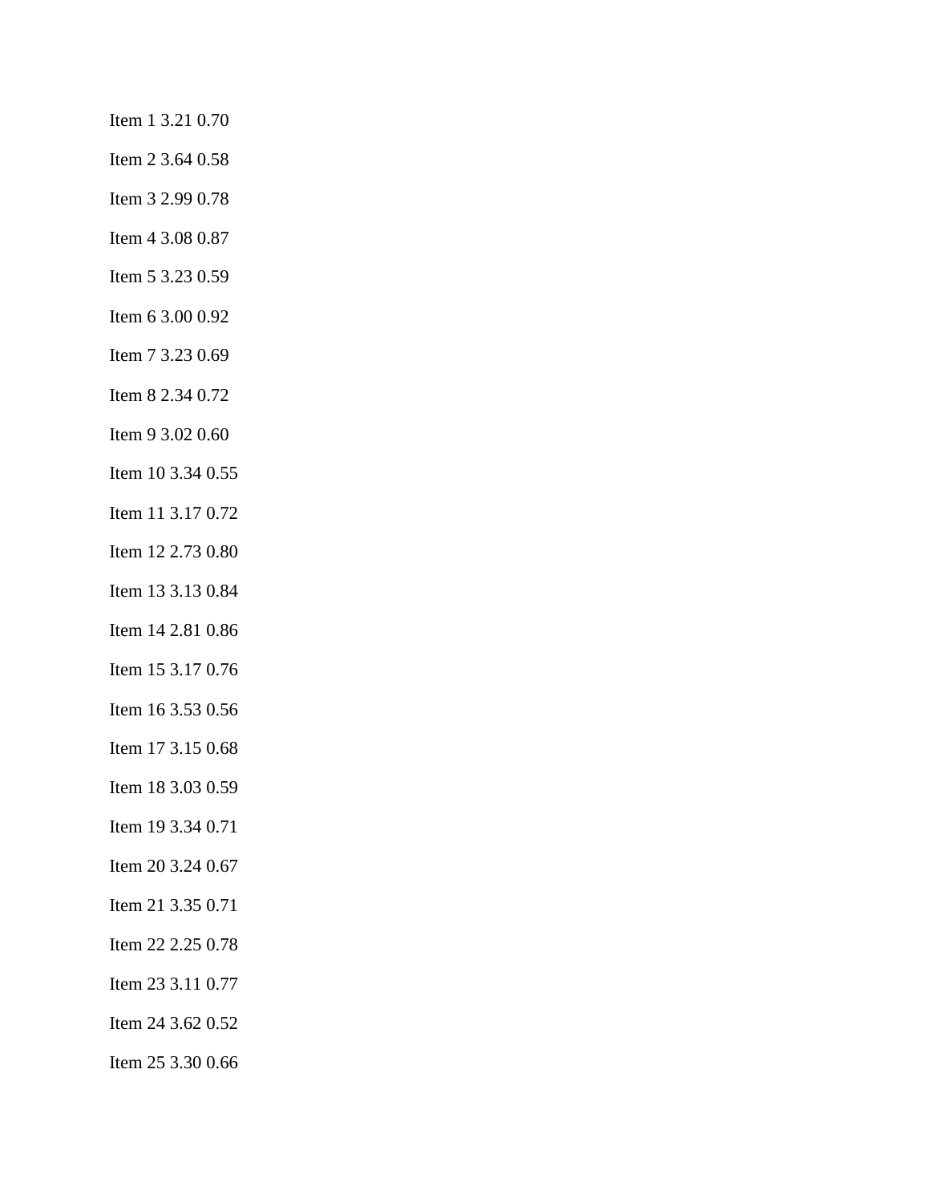Item 1 3.21 0.70

Item 2 3.64 0.58

Item 3 2.99 0.78

Item 4 3.08 0.87

Item 5 3.23 0.59

Item 6 3.00 0.92

Item 7 3.23 0.69

Item 8 2.34 0.72

Item 9 3.02 0.60

Item 10 3.34 0.55

Item 11 3.17 0.72

Item 12 2.73 0.80

Item 13 3.13 0.84

Item 14 2.81 0.86

Item 15 3.17 0.76

Item 16 3.53 0.56

Item 17 3.15 0.68

Item 18 3.03 0.59

Item 19 3.34 0.71

Item 20 3.24 0.67

Item 21 3.35 0.71

Item 22 2.25 0.78

Item 23 3.11 0.77

Item 24 3.62 0.52

Item 25 3.30 0.66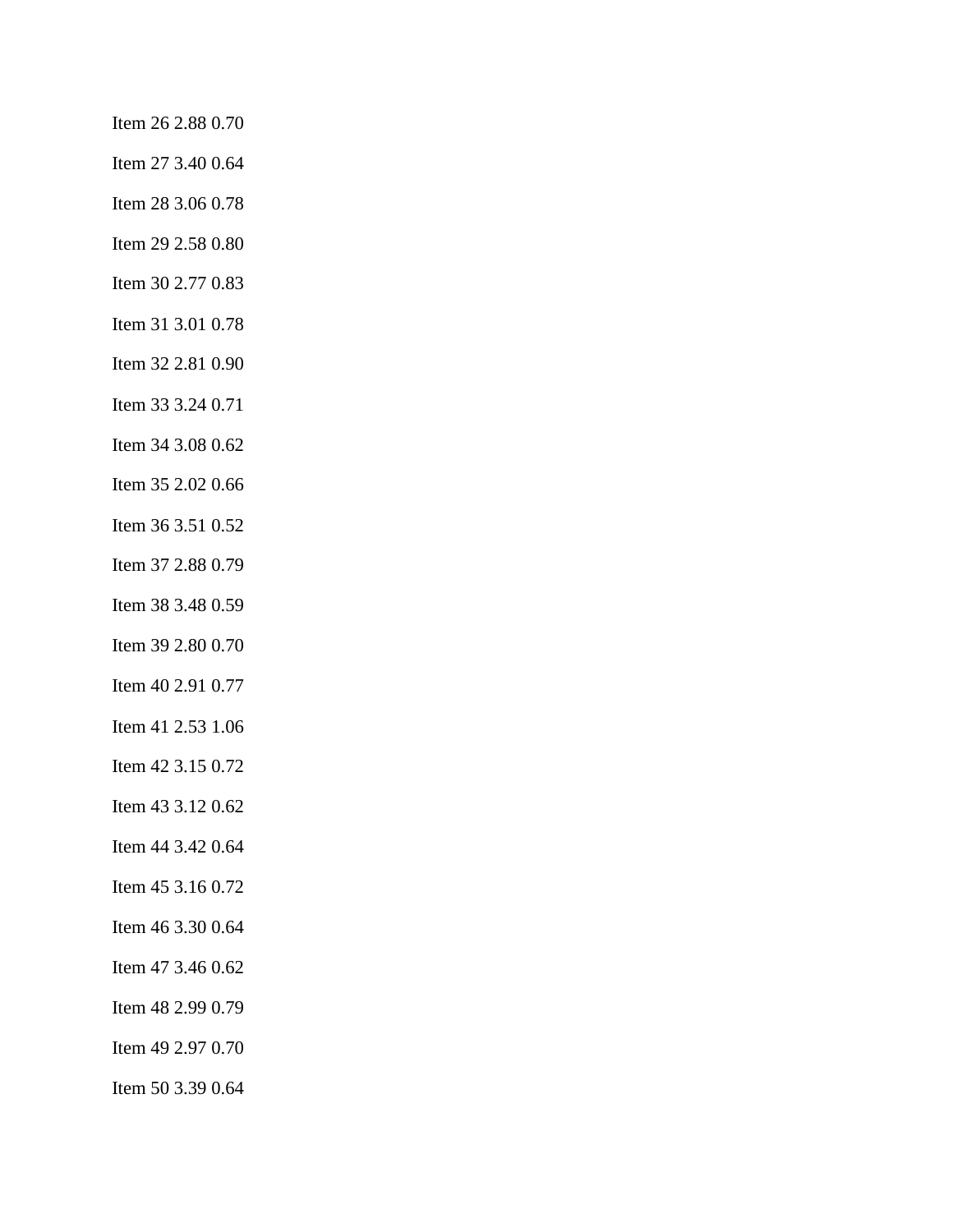Item 26 2.88 0.70

Item 27 3.40 0.64

Item 28 3.06 0.78

Item 29 2.58 0.80

Item 30 2.77 0.83

Item 31 3.01 0.78

Item 32 2.81 0.90

Item 33 3.24 0.71

Item 34 3.08 0.62

Item 35 2.02 0.66

Item 36 3.51 0.52

Item 37 2.88 0.79

Item 38 3.48 0.59

Item 39 2.80 0.70

Item 40 2.91 0.77

Item 41 2.53 1.06

Item 42 3.15 0.72

Item 43 3.12 0.62

Item 44 3.42 0.64

Item 45 3.16 0.72

Item 46 3.30 0.64

Item 47 3.46 0.62

Item 48 2.99 0.79

Item 49 2.97 0.70

Item 50 3.39 0.64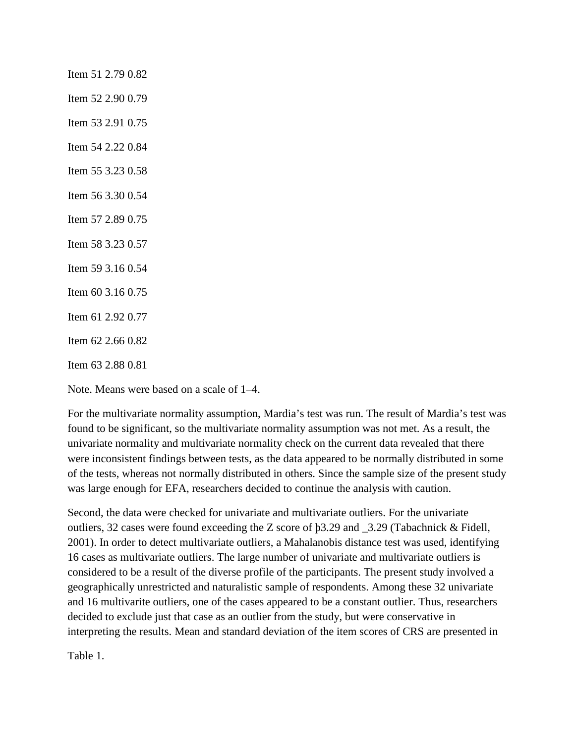Item 51 2.79 0.82

Item 52 2.90 0.79

Item 53 2.91 0.75

Item 54 2.22 0.84

Item 55 3.23 0.58

Item 56 3.30 0.54

Item 57 2.89 0.75

Item 58 3.23 0.57

Item 59 3.16 0.54

Item 60 3.16 0.75

Item 61 2.92 0.77

Item 62 2.66 0.82

Item 63 2.88 0.81

Note. Means were based on a scale of 1–4.

For the multivariate normality assumption, Mardia's test was run. The result of Mardia's test was found to be significant, so the multivariate normality assumption was not met. As a result, the univariate normality and multivariate normality check on the current data revealed that there were inconsistent findings between tests, as the data appeared to be normally distributed in some of the tests, whereas not normally distributed in others. Since the sample size of the present study was large enough for EFA, researchers decided to continue the analysis with caution.

Second, the data were checked for univariate and multivariate outliers. For the univariate outliers, 32 cases were found exceeding the Z score of þ3.29 and _3.29 (Tabachnick & Fidell, 2001). In order to detect multivariate outliers, a Mahalanobis distance test was used, identifying 16 cases as multivariate outliers. The large number of univariate and multivariate outliers is considered to be a result of the diverse profile of the participants. The present study involved a geographically unrestricted and naturalistic sample of respondents. Among these 32 univariate and 16 multivarite outliers, one of the cases appeared to be a constant outlier. Thus, researchers decided to exclude just that case as an outlier from the study, but were conservative in interpreting the results. Mean and standard deviation of the item scores of CRS are presented in

Table 1.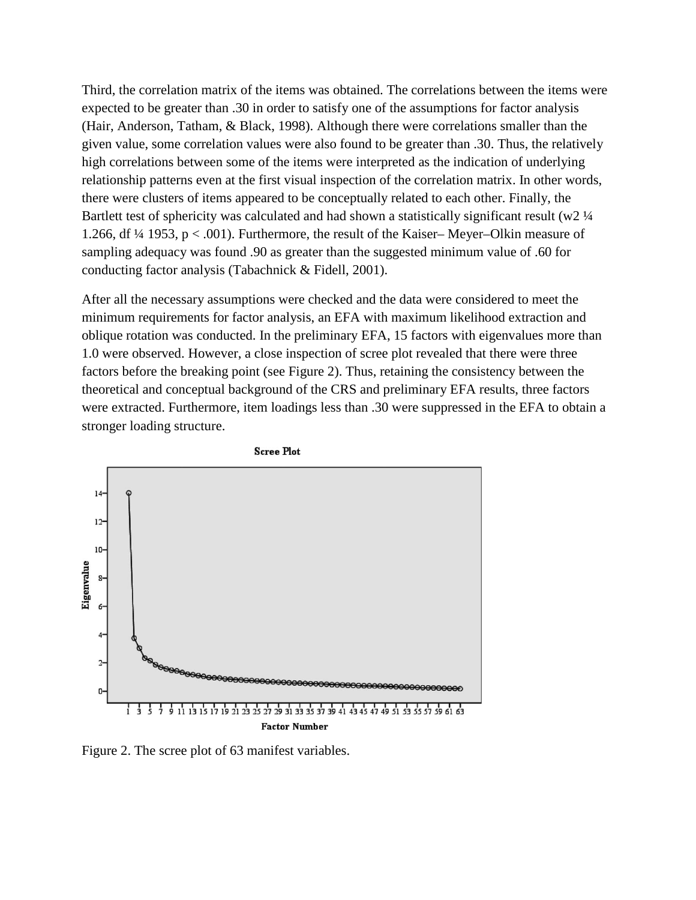Third, the correlation matrix of the items was obtained. The correlations between the items were expected to be greater than .30 in order to satisfy one of the assumptions for factor analysis (Hair, Anderson, Tatham, & Black, 1998). Although there were correlations smaller than the given value, some correlation values were also found to be greater than .30. Thus, the relatively high correlations between some of the items were interpreted as the indication of underlying relationship patterns even at the first visual inspection of the correlation matrix. In other words, there were clusters of items appeared to be conceptually related to each other. Finally, the Bartlett test of sphericity was calculated and had shown a statistically significant result (w2 ¼ 1.266, df ¼ 1953, $p < .001$). Furthermore, the result of the Kaiser– Meyer–Olkin measure of sampling adequacy was found .90 as greater than the suggested minimum value of .60 for conducting factor analysis (Tabachnick & Fidell, 2001).

After all the necessary assumptions were checked and the data were considered to meet the minimum requirements for factor analysis, an EFA with maximum likelihood extraction and oblique rotation was conducted. In the preliminary EFA, 15 factors with eigenvalues more than 1.0 were observed. However, a close inspection of scree plot revealed that there were three factors before the breaking point (see Figure 2). Thus, retaining the consistency between the theoretical and conceptual background of the CRS and preliminary EFA results, three factors were extracted. Furthermore, item loadings less than .30 were suppressed in the EFA to obtain a stronger loading structure.

Figure 2. The scree plot of 63 manifest variables.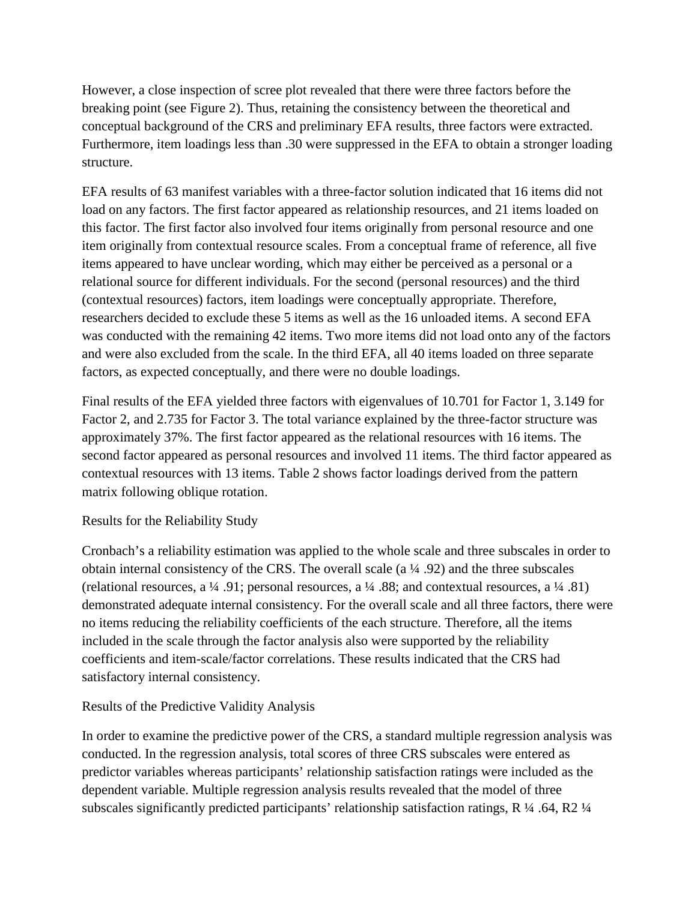However, a close inspection of scree plot revealed that there were three factors before the breaking point (see Figure 2). Thus, retaining the consistency between the theoretical and conceptual background of the CRS and preliminary EFA results, three factors were extracted. Furthermore, item loadings less than .30 were suppressed in the EFA to obtain a stronger loading structure.

EFA results of 63 manifest variables with a three-factor solution indicated that 16 items did not load on any factors. The first factor appeared as relationship resources, and 21 items loaded on this factor. The first factor also involved four items originally from personal resource and one item originally from contextual resource scales. From a conceptual frame of reference, all five items appeared to have unclear wording, which may either be perceived as a personal or a relational source for different individuals. For the second (personal resources) and the third (contextual resources) factors, item loadings were conceptually appropriate. Therefore, researchers decided to exclude these 5 items as well as the 16 unloaded items. A second EFA was conducted with the remaining 42 items. Two more items did not load onto any of the factors and were also excluded from the scale. In the third EFA, all 40 items loaded on three separate factors, as expected conceptually, and there were no double loadings.

Final results of the EFA yielded three factors with eigenvalues of 10.701 for Factor 1, 3.149 for Factor 2, and 2.735 for Factor 3. The total variance explained by the three-factor structure was approximately 37%. The first factor appeared as the relational resources with 16 items. The second factor appeared as personal resources and involved 11 items. The third factor appeared as contextual resources with 13 items. Table 2 shows factor loadings derived from the pattern matrix following oblique rotation.

Results for the Reliability Study

Cronbach's a reliability estimation was applied to the whole scale and three subscales in order to obtain internal consistency of the CRS. The overall scale (a ¼ .92) and the three subscales (relational resources, a ¼ .91; personal resources, a ¼ .88; and contextual resources, a ¼ .81) demonstrated adequate internal consistency. For the overall scale and all three factors, there were no items reducing the reliability coefficients of the each structure. Therefore, all the items included in the scale through the factor analysis also were supported by the reliability coefficients and item-scale/factor correlations. These results indicated that the CRS had satisfactory internal consistency.

Results of the Predictive Validity Analysis

In order to examine the predictive power of the CRS, a standard multiple regression analysis was conducted. In the regression analysis, total scores of three CRS subscales were entered as predictor variables whereas participants' relationship satisfaction ratings were included as the dependent variable. Multiple regression analysis results revealed that the model of three subscales significantly predicted participants' relationship satisfaction ratings, R ¼ .64, R2 ¼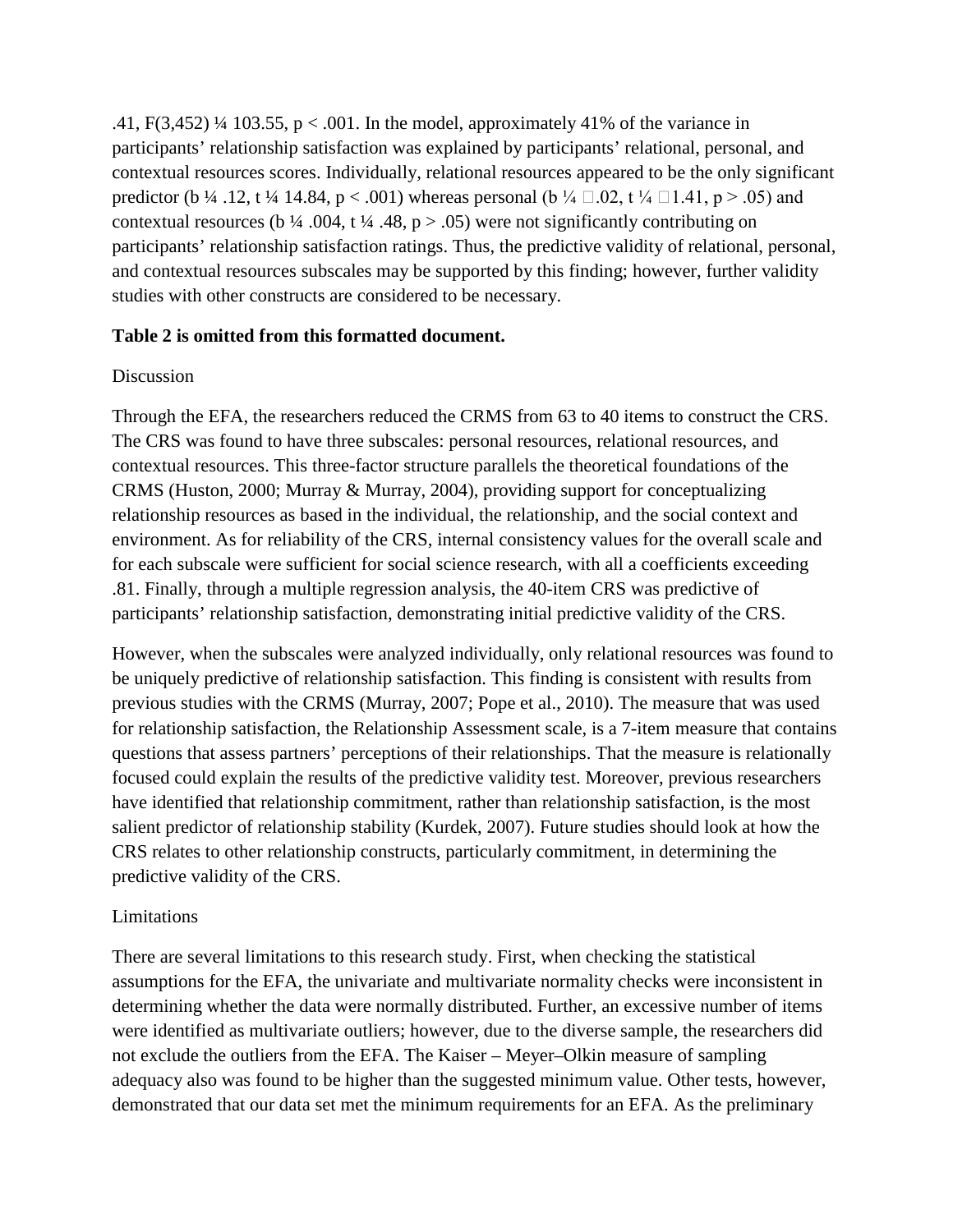.41, $F(3,452) = 103.55$, $p < .001$. In the model, approximately 41% of the variance in participants' relationship satisfaction was explained by participants' relational, personal, and contextual resources scores. Individually, relational resources appeared to be the only significant predictor ($b = .12$, $t = 14.84$, $p < .001$) whereas personal ($b = -.02$, $t = -1.41$, $p > .05$) and contextual resources ($b = .004$, $t = .48$, $p > .05$) were not significantly contributing on participants' relationship satisfaction ratings. Thus, the predictive validity of relational, personal, and contextual resources subscales may be supported by this finding; however, further validity studies with other constructs are considered to be necessary.

**Table 2 is omitted from this formatted document.**

Discussion

Through the EFA, the researchers reduced the CRMS from 63 to 40 items to construct the CRS. The CRS was found to have three subscales: personal resources, relational resources, and contextual resources. This three-factor structure parallels the theoretical foundations of the CRMS (Huston, 2000; Murray & Murray, 2004), providing support for conceptualizing relationship resources as based in the individual, the relationship, and the social context and environment. As for reliability of the CRS, internal consistency values for the overall scale and for each subscale were sufficient for social science research, with all a coefficients exceeding .81. Finally, through a multiple regression analysis, the 40-item CRS was predictive of participants' relationship satisfaction, demonstrating initial predictive validity of the CRS.

However, when the subscales were analyzed individually, only relational resources was found to be uniquely predictive of relationship satisfaction. This finding is consistent with results from previous studies with the CRMS (Murray, 2007; Pope et al., 2010). The measure that was used for relationship satisfaction, the Relationship Assessment scale, is a 7-item measure that contains questions that assess partners' perceptions of their relationships. That the measure is relationally focused could explain the results of the predictive validity test. Moreover, previous researchers have identified that relationship commitment, rather than relationship satisfaction, is the most salient predictor of relationship stability (Kurdek, 2007). Future studies should look at how the CRS relates to other relationship constructs, particularly commitment, in determining the predictive validity of the CRS.

Limitations

There are several limitations to this research study. First, when checking the statistical assumptions for the EFA, the univariate and multivariate normality checks were inconsistent in determining whether the data were normally distributed. Further, an excessive number of items were identified as multivariate outliers; however, due to the diverse sample, the researchers did not exclude the outliers from the EFA. The Kaiser – Meyer–Olkin measure of sampling adequacy also was found to be higher than the suggested minimum value. Other tests, however, demonstrated that our data set met the minimum requirements for an EFA. As the preliminary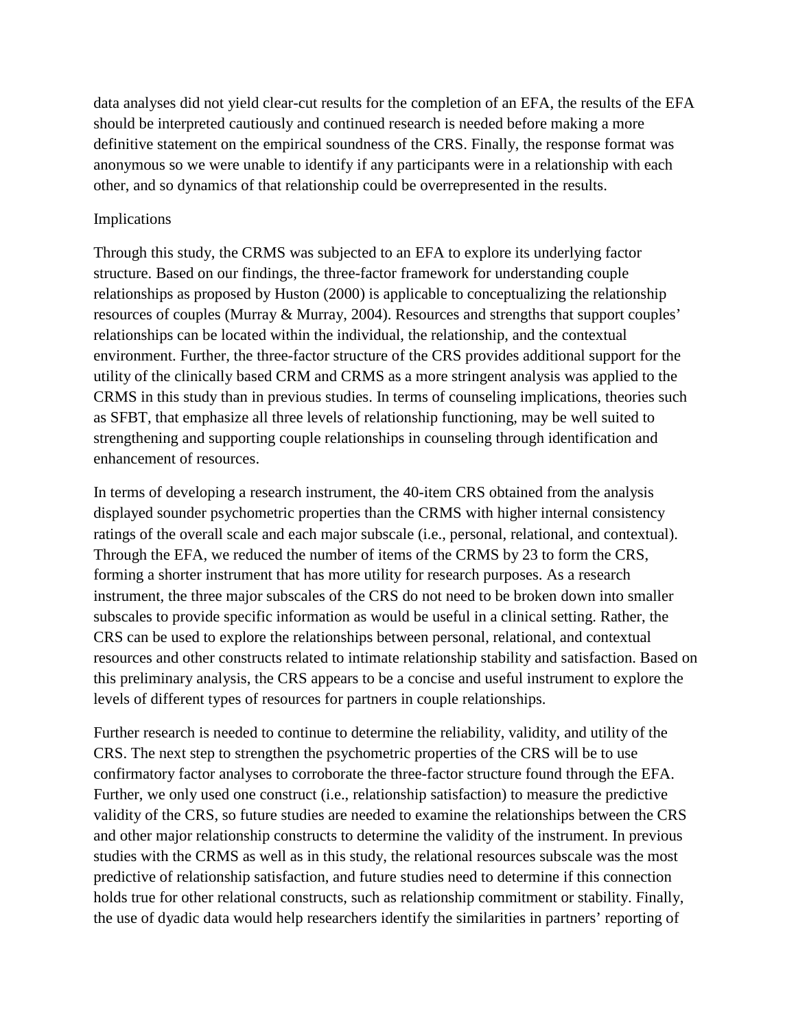data analyses did not yield clear-cut results for the completion of an EFA, the results of the EFA should be interpreted cautiously and continued research is needed before making a more definitive statement on the empirical soundness of the CRS. Finally, the response format was anonymous so we were unable to identify if any participants were in a relationship with each other, and so dynamics of that relationship could be overrepresented in the results.

## Implications

Through this study, the CRMS was subjected to an EFA to explore its underlying factor structure. Based on our findings, the three-factor framework for understanding couple relationships as proposed by Huston (2000) is applicable to conceptualizing the relationship resources of couples (Murray & Murray, 2004). Resources and strengths that support couples' relationships can be located within the individual, the relationship, and the contextual environment. Further, the three-factor structure of the CRS provides additional support for the utility of the clinically based CRM and CRMS as a more stringent analysis was applied to the CRMS in this study than in previous studies. In terms of counseling implications, theories such as SFBT, that emphasize all three levels of relationship functioning, may be well suited to strengthening and supporting couple relationships in counseling through identification and enhancement of resources.

In terms of developing a research instrument, the 40-item CRS obtained from the analysis displayed sounder psychometric properties than the CRMS with higher internal consistency ratings of the overall scale and each major subscale (i.e., personal, relational, and contextual). Through the EFA, we reduced the number of items of the CRMS by 23 to form the CRS, forming a shorter instrument that has more utility for research purposes. As a research instrument, the three major subscales of the CRS do not need to be broken down into smaller subscales to provide specific information as would be useful in a clinical setting. Rather, the CRS can be used to explore the relationships between personal, relational, and contextual resources and other constructs related to intimate relationship stability and satisfaction. Based on this preliminary analysis, the CRS appears to be a concise and useful instrument to explore the levels of different types of resources for partners in couple relationships.

Further research is needed to continue to determine the reliability, validity, and utility of the CRS. The next step to strengthen the psychometric properties of the CRS will be to use confirmatory factor analyses to corroborate the three-factor structure found through the EFA. Further, we only used one construct (i.e., relationship satisfaction) to measure the predictive validity of the CRS, so future studies are needed to examine the relationships between the CRS and other major relationship constructs to determine the validity of the instrument. In previous studies with the CRMS as well as in this study, the relational resources subscale was the most predictive of relationship satisfaction, and future studies need to determine if this connection holds true for other relational constructs, such as relationship commitment or stability. Finally, the use of dyadic data would help researchers identify the similarities in partners' reporting of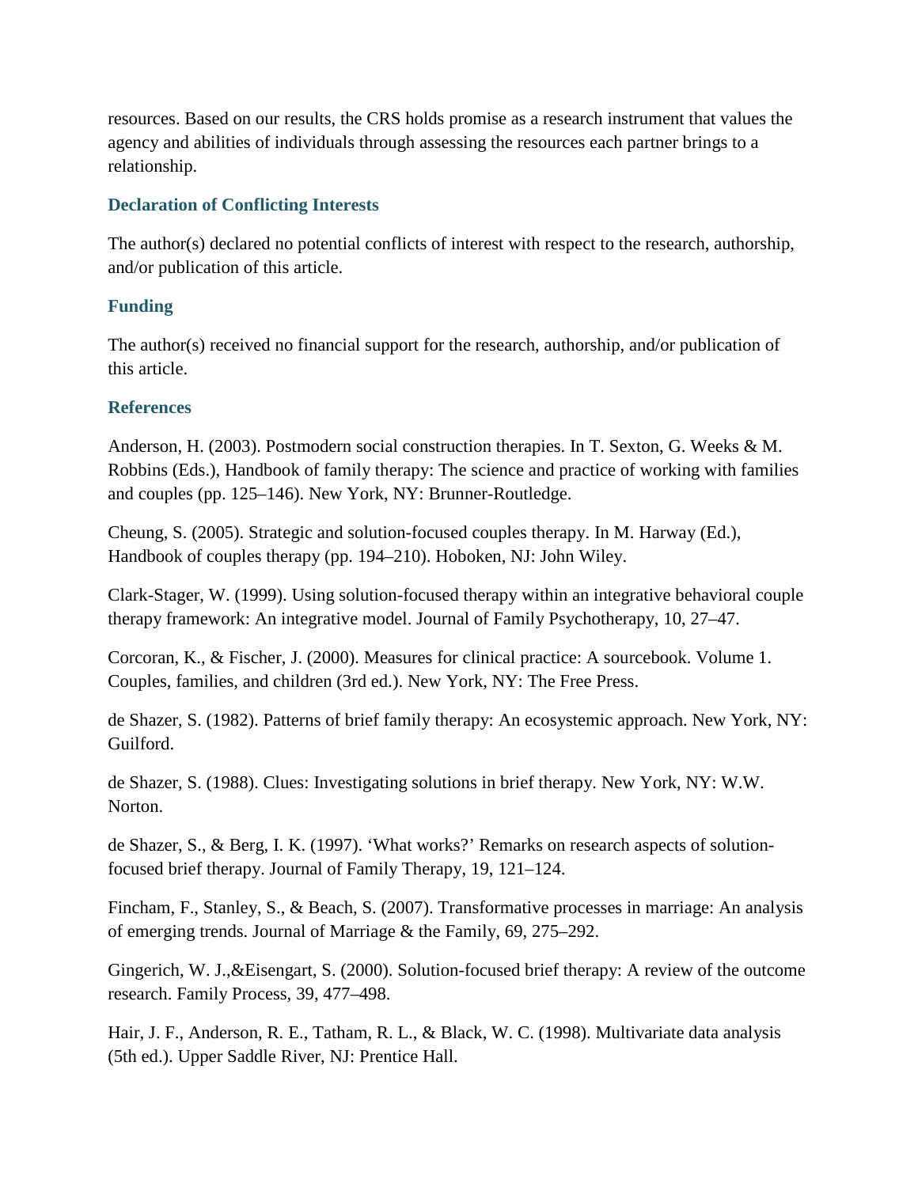resources. Based on our results, the CRS holds promise as a research instrument that values the agency and abilities of individuals through assessing the resources each partner brings to a relationship.

### Declaration of Conflicting Interests

The author(s) declared no potential conflicts of interest with respect to the research, authorship, and/or publication of this article.

### Funding

The author(s) received no financial support for the research, authorship, and/or publication of this article.

### References

Anderson, H. (2003). Postmodern social construction therapies. In T. Sexton, G. Weeks & M. Robbins (Eds.), Handbook of family therapy: The science and practice of working with families and couples (pp. 125–146). New York, NY: Brunner-Routledge.

Cheung, S. (2005). Strategic and solution-focused couples therapy. In M. Harway (Ed.), Handbook of couples therapy (pp. 194–210). Hoboken, NJ: John Wiley.

Clark-Stager, W. (1999). Using solution-focused therapy within an integrative behavioral couple therapy framework: An integrative model. Journal of Family Psychotherapy, 10, 27–47.

Corcoran, K., & Fischer, J. (2000). Measures for clinical practice: A sourcebook. Volume 1. Couples, families, and children (3rd ed.). New York, NY: The Free Press.

de Shazer, S. (1982). Patterns of brief family therapy: An ecosystemic approach. New York, NY: Guilford.

de Shazer, S. (1988). Clues: Investigating solutions in brief therapy. New York, NY: W.W. Norton.

de Shazer, S., & Berg, I. K. (1997). 'What works?' Remarks on research aspects of solution-focused brief therapy. Journal of Family Therapy, 19, 121–124.

Fincham, F., Stanley, S., & Beach, S. (2007). Transformative processes in marriage: An analysis of emerging trends. Journal of Marriage & the Family, 69, 275–292.

Gingerich, W. J.,&Eisengart, S. (2000). Solution-focused brief therapy: A review of the outcome research. Family Process, 39, 477–498.

Hair, J. F., Anderson, R. E., Tatham, R. L., & Black, W. C. (1998). Multivariate data analysis (5th ed.). Upper Saddle River, NJ: Prentice Hall.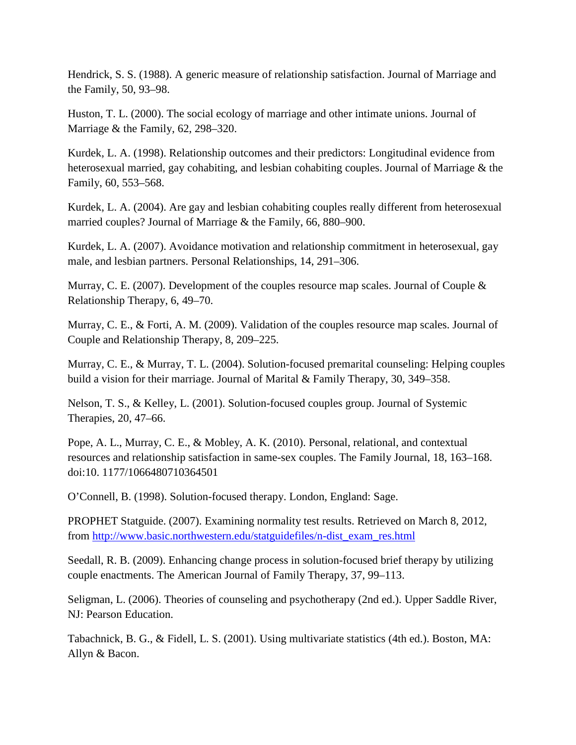Hendrick, S. S. (1988). A generic measure of relationship satisfaction. Journal of Marriage and the Family, 50, 93–98.

Huston, T. L. (2000). The social ecology of marriage and other intimate unions. Journal of Marriage & the Family, 62, 298–320.

Kurdek, L. A. (1998). Relationship outcomes and their predictors: Longitudinal evidence from heterosexual married, gay cohabiting, and lesbian cohabiting couples. Journal of Marriage & the Family, 60, 553–568.

Kurdek, L. A. (2004). Are gay and lesbian cohabiting couples really different from heterosexual married couples? Journal of Marriage & the Family, 66, 880–900.

Kurdek, L. A. (2007). Avoidance motivation and relationship commitment in heterosexual, gay male, and lesbian partners. Personal Relationships, 14, 291–306.

Murray, C. E. (2007). Development of the couples resource map scales. Journal of Couple & Relationship Therapy, 6, 49–70.

Murray, C. E., & Forti, A. M. (2009). Validation of the couples resource map scales. Journal of Couple and Relationship Therapy, 8, 209–225.

Murray, C. E., & Murray, T. L. (2004). Solution-focused premarital counseling: Helping couples build a vision for their marriage. Journal of Marital & Family Therapy, 30, 349–358.

Nelson, T. S., & Kelley, L. (2001). Solution-focused couples group. Journal of Systemic Therapies, 20, 47–66.

Pope, A. L., Murray, C. E., & Mobley, A. K. (2010). Personal, relational, and contextual resources and relationship satisfaction in same-sex couples. The Family Journal, 18, 163–168. doi:10. 1177/1066480710364501

O'Connell, B. (1998). Solution-focused therapy. London, England: Sage.

PROPHET Statguide. (2007). Examining normality test results. Retrieved on March 8, 2012, from http://www.basic.northwestern.edu/statguidefiles/n-dist_exam_res.html

Seedall, R. B. (2009). Enhancing change process in solution-focused brief therapy by utilizing couple enactments. The American Journal of Family Therapy, 37, 99–113.

Seligman, L. (2006). Theories of counseling and psychotherapy (2nd ed.). Upper Saddle River, NJ: Pearson Education.

Tabachnick, B. G., & Fidell, L. S. (2001). Using multivariate statistics (4th ed.). Boston, MA: Allyn & Bacon.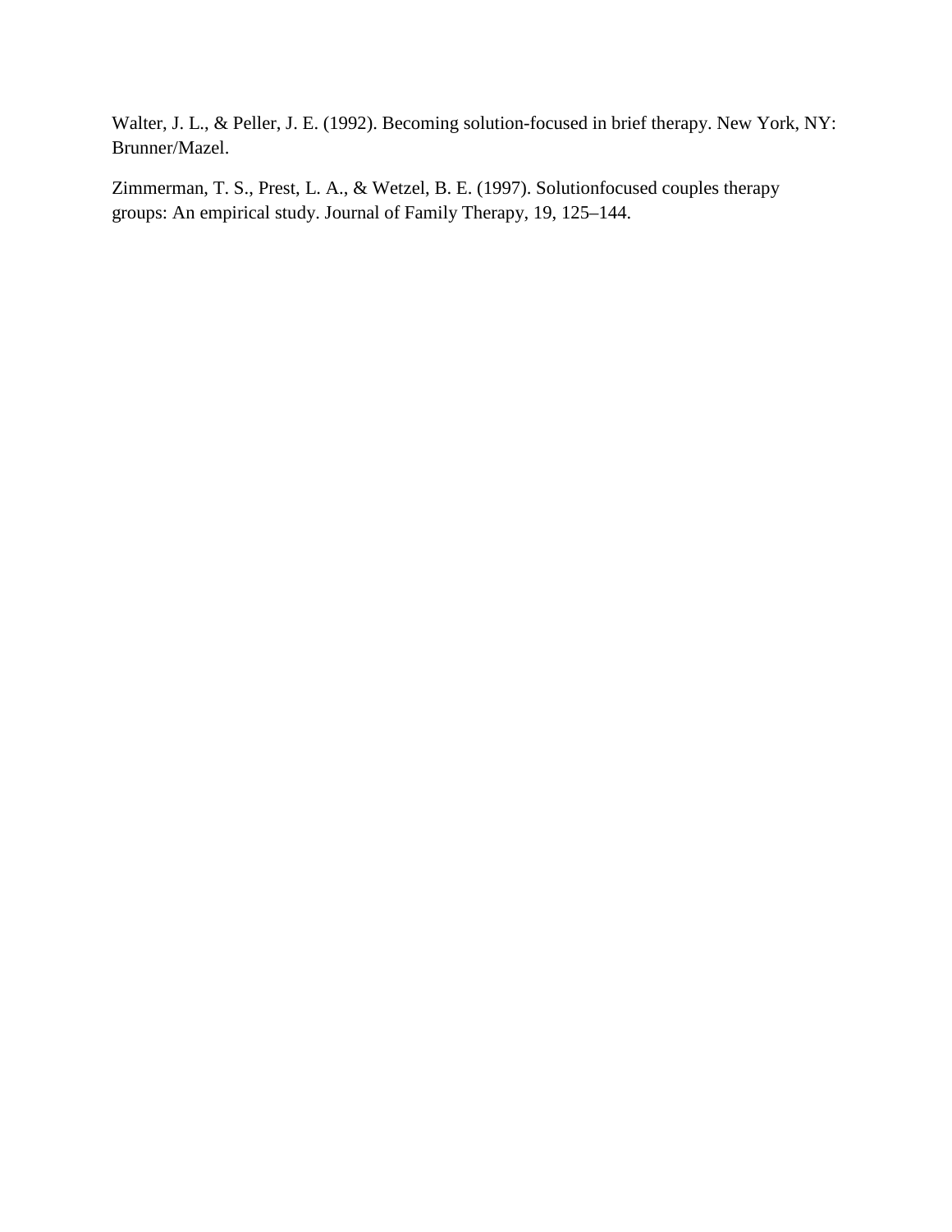Walter, J. L., & Peller, J. E. (1992). Becoming solution-focused in brief therapy. New York, NY: Brunner/Mazel.

Zimmerman, T. S., Prest, L. A., & Wetzel, B. E. (1997). Solutionfocused couples therapy groups: An empirical study. Journal of Family Therapy, 19, 125–144.